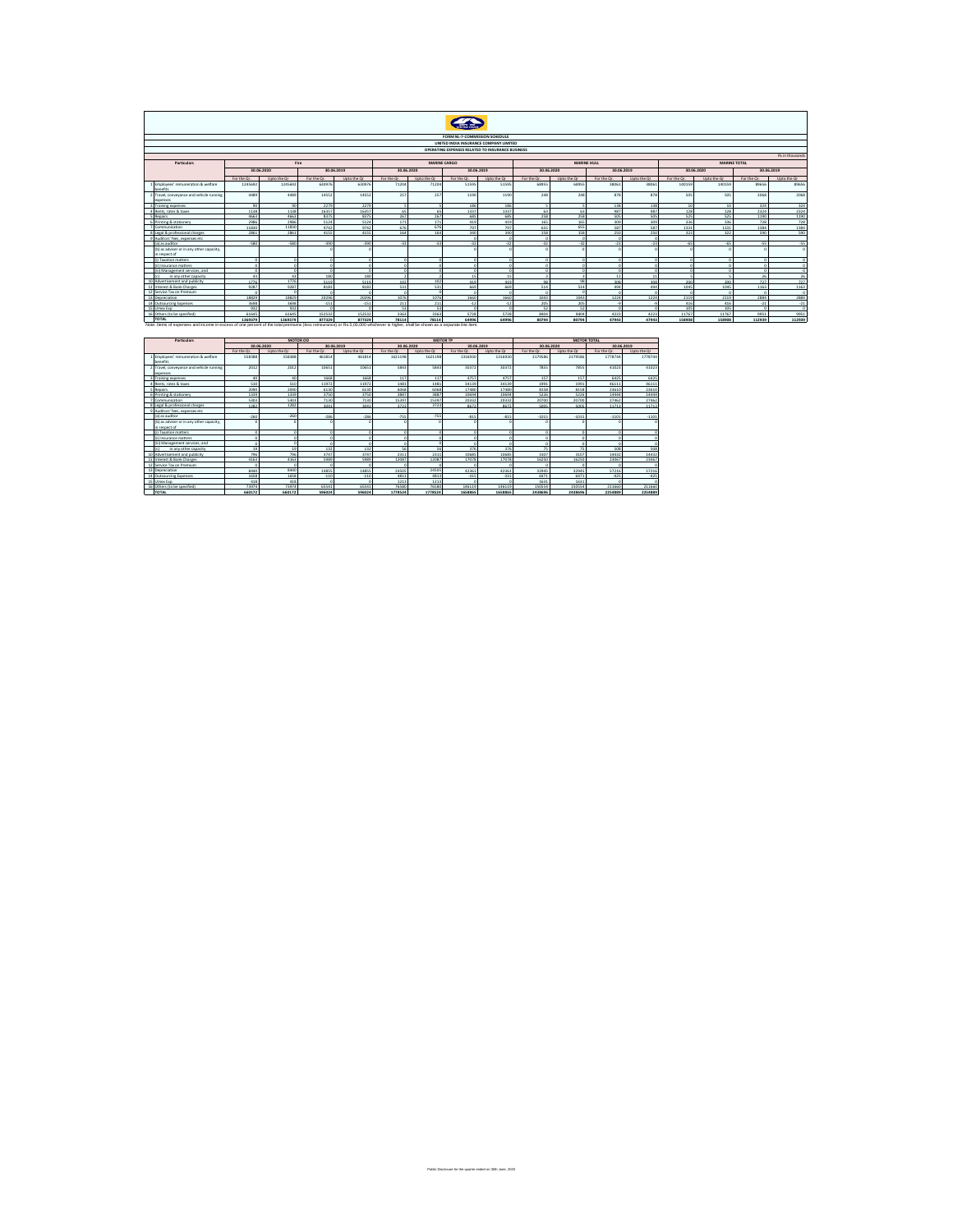**FORM NL-7-COMMISSION SCHEDULE**

**UNITED INDIA INSURANCE COMPANY LIMITED**

**OPERATING EXPENSES RELATED TO INSURANCE BUSINESS**

Rs in thousands

| | Particulars | Fire | | | | MARINE CARGO | | | | MARINE HULL | | | | MARINE TOTAL | | | |
|---|---|---|---|---|---|---|---|---|---|---|---|---|---|---|---|---|---|
| | | 30.06.2020 | | 30.06.2019 | | 30.06.2020 | | 30.06.2019 | | 30.06.2020 | | 30.06.2019 | | 30.06.2020 | | 30.06.2019 | |
| | | For the Qr | Upto the Qr | For the Qr | Upto the Qr | For the Qr | Upto the Qr | For the Qr | Upto the Qr | For the Qr | Upto the Qr | For the Qr | Upto the Qr | For the Qr | Upto the Qr | For the Qr | Upto the Qr |
| 1 | Employees' remuneration & welfare benefits | 1245692 | 1245692 | 630976 | 630976 | 71204 | 71204 | 51595 | 51595 | 68955 | 68955 | 38061 | 38061 | 140159 | 140159 | 89656 | 89656 |
| 2 | Travel, conveyance and vehicle running expenses | 4489 | 4489 | 14552 | 14552 | 257 | 257 | 1190 | 1190 | 248 | 248 | 878 | 878 | 505 | 505 | 2068 | 2068 |
| 3 | Training expenses | 90 | 90 | 2279 | 2279 | 5 | 5 | 186 | 186 | 5 | 5 | 138 | 138 | 10 | 10 | 324 | 324 |
| 4 | Rents, rates & taxes | 1138 | 1138 | 16357 | 16357 | 65 | 65 | 1337 | 1337 | 63 | 63 | 987 | 987 | 128 | 128 | 2324 | 2324 |
| 5 | Repairs | 4663 | 4663 | 8375 | 8375 | 267 | 267 | 685 | 685 | 258 | 258 | 505 | 505 | 525 | 525 | 1190 | 1190 |
| 6 | Printing & stationery | 2986 | 2986 | 5124 | 5124 | 171 | 171 | 419 | 419 | 165 | 165 | 309 | 309 | 336 | 336 | 728 | 728 |
| 7 | Communication | 11830 | 11830 | 9742 | 9742 | 676 | 676 | 797 | 797 | 655 | 655 | 587 | 587 | 1331 | 1331 | 1384 | 1384 |
| 8 | Legal & professional charges | 2863 | 2863 | 4155 | 4155 | 164 | 164 | 340 | 340 | 158 | 158 | 250 | 250 | 322 | 322 | 590 | 590 |
| 9 | Auditors' fees, expenses etc | | | | | | | | | | | | | | | | |
| | (a) as auditor | -580 | -580 | -390 | -390 | -33 | -33 | -32 | -32 | -32 | -32 | -23 | -23 | -65 | -65 | -55 | -55 |
| | (b) as adviser or in any other capacity, in respect of | 0 | 0 | 0 | 0 | 0 | 0 | 0 | 0 | 0 | 0 | 0 | 0 | 0 | 0 | 0 | 0 |
| | (i) Taxation matters | 0 | 0 | 0 | 0 | 0 | 0 | 0 | 0 | 0 | 0 | 0 | 0 | 0 | 0 | 0 | 0 |
| | (ii) Insurance matters | 0 | 0 | 0 | 0 | 0 | 0 | 0 | 0 | 0 | 0 | 0 | 0 | 0 | 0 | 0 | 0 |
| | (iii) Management services; and | 0 | 0 | 0 | 0 | 0 | 0 | 0 | 0 | 0 | 0 | 0 | 0 | 0 | 0 | 0 | 0 |
| | (c) in any other capacity | 41 | 41 | 180 | 180 | 2 | 2 | 15 | 15 | 2 | 2 | 11 | 11 | 5 | 5 | 26 | 26 |
| 10 | Advertisement and publicity | 1776 | 1776 | 5118 | 5118 | 102 | 102 | 419 | 419 | 98 | 98 | 308 | 308 | 200 | 200 | 727 | 727 |
| 11 | Interest & Bank Charges | 9287 | 9287 | 8183 | 8183 | 531 | 531 | 669 | 669 | 514 | 514 | 494 | 494 | 1045 | 1045 | 1163 | 1163 |
| 12 | Service Tax on Premium | 0 | 0 | 0 | 0 | 0 | 0 | 0 | 0 | 0 | 0 | 0 | 0 | 0 | 0 | 0 | 0 |
| 13 | Depreciation | 18829 | 18829 | 20296 | 20296 | 1076 | 1076 | 1660 | 1660 | 1043 | 1043 | 1224 | 1224 | 2119 | 2119 | 2884 | 2884 |
| 14 | Outsourcing Expenses | 3698 | 3698 | -151 | -151 | 211 | 211 | -12 | -12 | 205 | 205 | -9 | -9 | 416 | 416 | -21 | -21 |
| 15 | Unex Exp. | 932 | 932 | 0 | 0 | 53 | 53 | 0 | 0 | 52 | 52 | 0 | 0 | 105 | 105 | 0 | 0 |
| 16 | Others (to be specified) | 61645 | 61645 | 152532 | 152532 | 3363 | 3363 | 5728 | 5728 | 8404 | 8404 | 4223 | 4223 | 11767 | 11767 | 9951 | 9951 |
| | TOTAL | 1369379 | 1369379 | 877329 | 877329 | 78114 | 78114 | 64996 | 64996 | 80794 | 80794 | 47943 | 47943 | 158908 | 158908 | 112939 | 112939 |

Note: Items of expenses and income in excess of one percent of the total premiums (less reinsurance) or Rs.5,00,000 whichever is higher, shall be shown as a separate line item.

| | Particulars | MOTOR OD | | | | MOTOR TP | | | | MOTOR TOTAL | | | |
|---|---|---|---|---|---|---|---|---|---|---|---|---|---|
| | | 30.06.2020 | | 30.06.2019 | | 30.06.2020 | | 30.06.2019 | | 30.06.2020 | | 30.06.2019 | |
| | | For the Qr | Upto the Qr | For the Qr | Upto the Qr | For the Qr | Upto the Qr | For the Qr | Upto the Qr | For the Qr | Upto the Qr | For the Qr | Upto the Qr |
| 1 | Employees' remuneration & welfare benefits | 558388 | 558388 | 461814 | 461814 | 1621198 | 1621198 | 1316930 | 1316930 | 2179586 | 2179586 | 1778744 | 1778744 |
| 2 | Travel, conveyance and vehicle running expenses | 2012 | 2012 | 10651 | 10651 | 5843 | 5843 | 30372 | 30372 | 7855 | 7855 | 41023 | 41023 |
| 3 | Training expenses | 40 | 40 | 1668 | 1668 | 117 | 117 | 4757 | 4757 | 157 | 157 | 6425 | 6425 |
| 4 | Rents, rates & taxes | 510 | 510 | 11972 | 11972 | 1481 | 1481 | 34139 | 34139 | 1991 | 1991 | 46111 | 46111 |
| 5 | Repairs | 2090 | 2090 | 6130 | 6130 | 6068 | 6068 | 17480 | 17480 | 8158 | 8158 | 23610 | 23610 |
| 6 | Printing & stationery | 1339 | 1339 | 3750 | 3750 | 3887 | 3887 | 10694 | 10694 | 5226 | 5226 | 14444 | 14444 |
| 7 | Communication | 5303 | 5303 | 7130 | 7130 | 15397 | 15397 | 20332 | 20332 | 20700 | 20700 | 27462 | 27462 |
| 8 | Legal & professional charges | 1282 | 1282 | 3041 | 3041 | 3723 | 3723 | 8672 | 8672 | 5005 | 5005 | 11713 | 11713 |
| 9 | Auditors' fees, expenses etc | | | | | | | | | | | | |
| | (a) as auditor | -260 | -260 | -286 | -286 | -755 | -755 | -815 | -815 | -1015 | -1015 | -1101 | -1101 |
| | (b) as adviser or in any other capacity, in respect of | 0 | 0 | 0 | 0 | 0 | 0 | 0 | 0 | 0 | 0 | 0 | 0 |
| | (i) Taxation matters | 0 | 0 | 0 | 0 | 0 | 0 | 0 | 0 | 0 | 0 | 0 | 0 |
| | (ii) Insurance matters | 0 | 0 | 0 | 0 | 0 | 0 | 0 | 0 | 0 | 0 | 0 | 0 |
| | (iii) Management services; and | 0 | 0 | 0 | 0 | 0 | 0 | 0 | 0 | 0 | 0 | 0 | 0 |
| | (c) in any other capacity | 19 | 19 | 132 | 132 | 56 | 56 | 376 | 376 | 75 | 75 | 508 | 508 |
| 10 | Advertisement and publicity | 796 | 796 | 3747 | 3747 | 2311 | 2311 | 10685 | 10685 | 3107 | 3107 | 14432 | 14432 |
| 11 | Interest & Bank Charges | 4163 | 4163 | 5989 | 5989 | 12087 | 12087 | 17078 | 17078 | 16250 | 16250 | 23067 | 23067 |
| 12 | Service Tax on Premium | 0 | 0 | 0 | 0 | 0 | 0 | 0 | 0 | 0 | 0 | 0 | 0 |
| 13 | Depreciation | 8440 | 8440 | 14855 | 14855 | 24505 | 24505 | 42361 | 42361 | 32945 | 32945 | 57216 | 57216 |
| 14 | Outsourcing Expenses | 1658 | 1658 | -110 | -110 | 4813 | 4813 | -315 | -315 | 6471 | 6471 | -425 | -425 |
| 15 | Unex Exp. | 418 | 418 | 0 | 0 | 1213 | 1213 | 0 | 0 | 1631 | 1631 | 0 | 0 |
| 16 | Others (to be specified) | 73974 | 73974 | 65541 | 65541 | 76580 | 76580 | 146119 | 146119 | 150554 | 150554 | 211660 | 211660 |
| | TOTAL | 660172 | 660172 | 596024 | 596024 | 1778524 | 1778524 | 1658865 | 1658865 | 2438696 | 2438696 | 2254889 | 2254889 |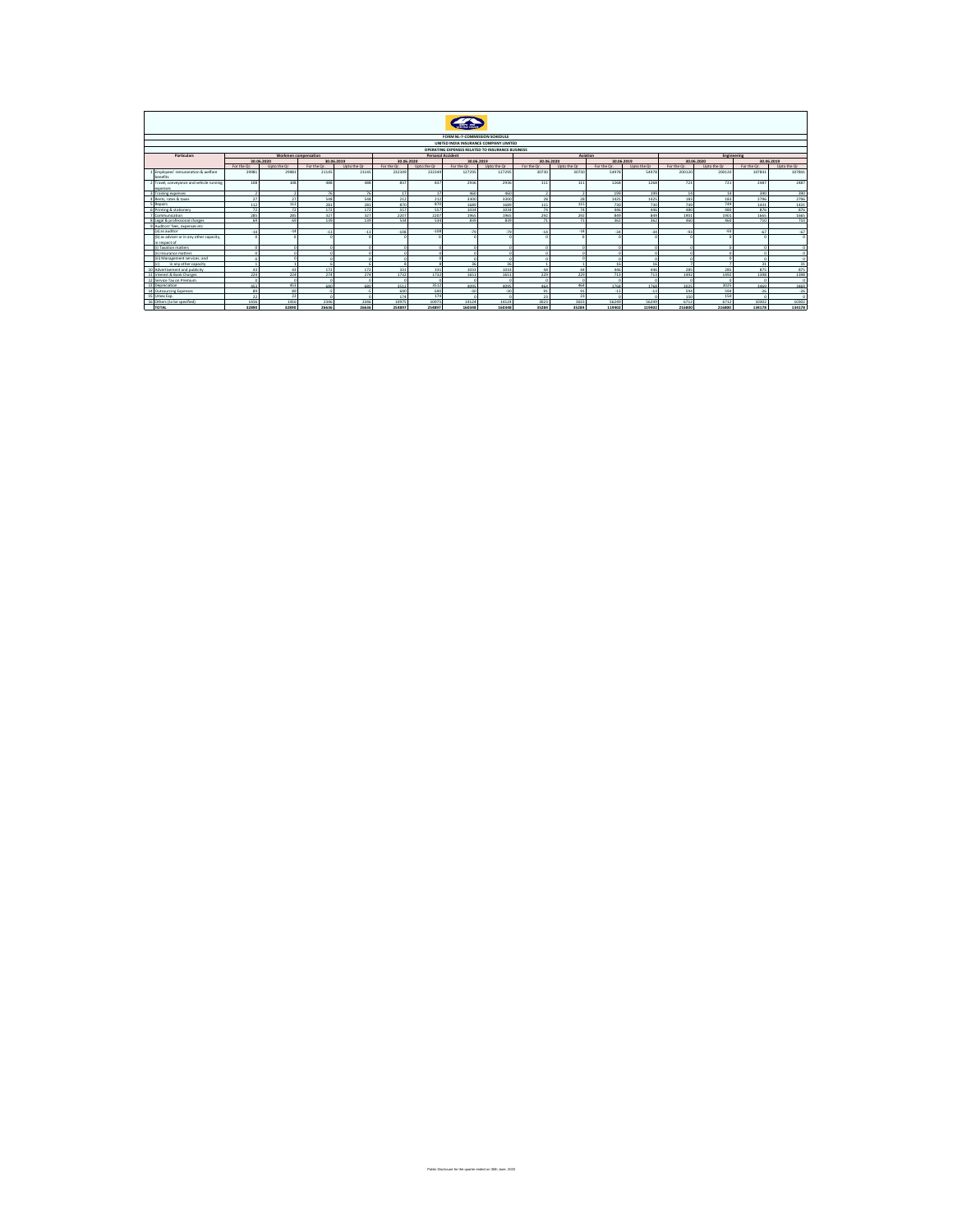FORM NL-7-COMMISSION SCHEDULE

UNITED INDIA INSURANCE COMPANY LIMITED

OPERATING EXPENSES RELATED TO INSURANCE BUSINESS

| | Particulars | Workmen compensation | | | | Personal Accident | | | | Aviation | | | | Engineering | | | |
|---|---|---|---|---|---|---|---|---|---|---|---|---|---|---|---|---|---|
| | | 30.06.2020 | | 30.06.2019 | | 30.06.2020 | | 30.06.2019 | | 30.06.2020 | | 30.06.2019 | | 30.06.2020 | | 30.06.2019 | |
| | | For the Qr | Upto the Qr | For the Qr | Upto the Qr | For the Qr | Upto the Qr | For the Qr | Upto the Qr | For the Qr | Upto the Qr | For the Qr | Upto the Qr | For the Qr | Upto the Qr | For the Qr | Upto the Qr |
| 1 | Employees' remuneration & welfare benefits | 29981 | 29981 | 21145 | 21145 | 232349 | 232349 | 127296 | 127296 | 30730 | 30730 | 54978 | 54978 | 200120 | 200120 | 107801 | 107801 |
| 2 | Travel, conveyance and vehicle running expenses | 108 | 108 | 488 | 488 | 837 | 837 | 2936 | 2936 | 111 | 111 | 1268 | 1268 | 721 | 721 | 2487 | 2487 |
| 3 | Training expenses | 2 | 2 | 76 | 76 | 17 | 17 | 460 | 460 | 2 | 2 | 199 | 199 | 14 | 14 | 390 | 390 |
| 4 | Rents, rates & taxes | 27 | 27 | 548 | 548 | 212 | 212 | 3300 | 3300 | 28 | 28 | 1425 | 1425 | 183 | 183 | 2796 | 2796 |
| 5 | Repairs | 112 | 112 | 281 | 281 | 870 | 870 | 1689 | 1689 | 115 | 115 | 730 | 730 | 749 | 749 | 1431 | 1431 |
| 6 | Printing & stationery | 72 | 72 | 172 | 172 | 557 | 557 | 1034 | 1034 | 74 | 74 | 446 | 446 | 480 | 480 | 876 | 876 |
| 7 | Communication | 285 | 285 | 327 | 327 | 2207 | 2207 | 1965 | 1965 | 292 | 292 | 849 | 849 | 1901 | 1901 | 1665 | 1665 |
| 8 | Legal & professional charges | 69 | 69 | 139 | 139 | 534 | 534 | 839 | 839 | 71 | 71 | 362 | 362 | 460 | 460 | 710 | 710 |
| 9 | Auditors' fees, expenses etc | | | | | | | | | | | | | | | | |
| | (a) as auditor | -14 | -14 | -13 | -13 | -108 | -108 | -76 | -76 | -14 | -14 | -34 | -34 | -93 | -93 | -67 | -67 |
| | (b) as adviser or in any other capacity, in respect of | 0 | 0 | 0 | 0 | 0 | 0 | 0 | 0 | 0 | 0 | 0 | 0 | 0 | 0 | 0 | 0 |
| | (i) Taxation matters | 0 | 0 | 0 | 0 | 0 | 0 | 0 | 0 | 0 | 0 | 0 | 0 | 0 | 0 | 0 | 0 |
| | (ii) Insurance matters | 0 | 0 | 0 | 0 | 0 | 0 | 0 | 0 | 0 | 0 | 0 | 0 | 0 | 0 | 0 | 0 |
| | (iii) Management services; and | 0 | 0 | 0 | 0 | 0 | 0 | 0 | 0 | 0 | 0 | 0 | 0 | 0 | 0 | 0 | 0 |
| | (c) in any other capacity | 1 | 1 | 6 | 6 | 8 | 8 | 36 | 36 | 1 | 1 | 16 | 16 | 7 | 7 | 31 | 31 |
| 10 | Advertisement and publicity | 43 | 43 | 172 | 172 | 331 | 331 | 1033 | 1033 | 44 | 44 | 446 | 446 | 285 | 285 | 875 | 875 |
| 11 | Interest & Bank Charges | 224 | 224 | 274 | 274 | 1732 | 1732 | 1651 | 1651 | 229 | 229 | 713 | 713 | 1492 | 1492 | 1398 | 1398 |
| 12 | Service Tax on Premium | 0 | 0 | 0 | 0 | 0 | 0 | 0 | 0 | 0 | 0 | 0 | 0 | 0 | 0 | 0 | 0 |
| 13 | Depreciation | 453 | 453 | 680 | 680 | 3512 | 3512 | 4095 | 4095 | 464 | 464 | 1768 | 1768 | 3025 | 3025 | 3469 | 3469 |
| 14 | Outsourcing Expenses | 89 | 89 | -5 | -5 | 690 | 690 | -30 | -30 | 91 | 91 | -13 | -13 | 594 | 594 | -26 | -26 |
| 15 | Unex Exp. | 22 | 22 | 0 | 0 | 174 | 174 | 0 | 0 | 23 | 23 | 0 | 0 | 150 | 150 | 0 | 0 |
| 16 | Others (to be specified) | 1416 | 1416 | 2346 | 2346 | 10975 | 10975 | 14124 | 14124 | 1023 | 1023 | 56249 | 56249 | 6712 | 6712 | 10302 | 10302 |
| | TOTAL | 32890 | 32890 | 26636 | 26636 | 254897 | 254897 | 160348 | 160348 | 35284 | 35284 | 119402 | 119402 | 216800 | 216800 | 134170 | 134170 |

Public Disclosure for the quarter ended on 30th June, 2019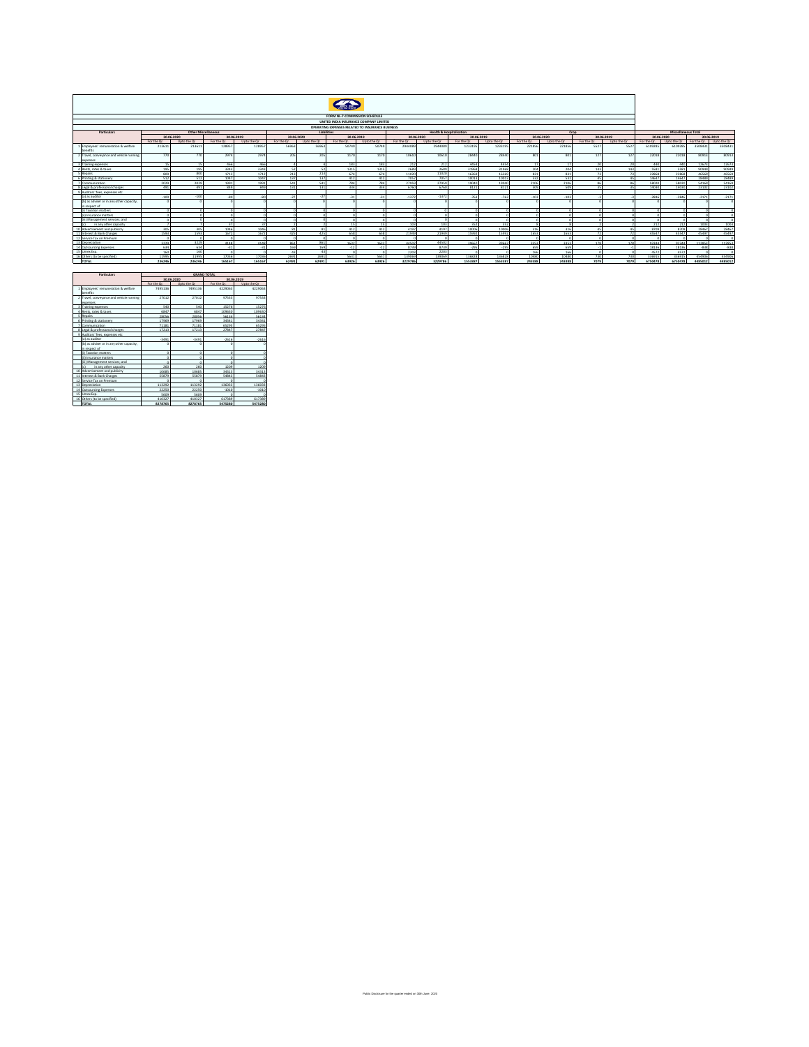**FORM NL-7-COMMISSION SCHEDULE**

**UNITED INDIA INSURANCE COMPANY LIMITED**

**OPERATING EXPENSES RELATED TO INSURANCE BUSINESS**

| Particulars | Other Miscellaneous | | | | Liabilities | | | | Health & Hospitalisation | | | | Crop | | | | Miscellaneous Total | | | |
|---|---|---|---|---|---|---|---|---|---|---|---|---|---|---|---|---|---|---|---|---|
| | 30.06.2020 | | 30.06.2019 | | 30.06.2020 | | 30.06.2019 | | 30.06.2020 | | 30.06.2019 | | 30.06.2020 | | 30.06.2019 | | 30.06.2020 | | 30.06.2019 | |
| | For the Qr | Upto the Qr | For the Qr | Upto the Qr | For the Qr | Upto the Qr | For the Qr | Upto the Qr | For the Qr | Upto the Qr | For the Qr | Upto the Qr | For the Qr | Upto the Qr | For the Qr | Upto the Qr | For the Qr | Upto the Qr | For the Qr | Upto the Qr |
| 1 Employees' remuneration & welfare benefits | 213611 | 213611 | 128957 | 128957 | 56964 | 56964 | 50749 | 50749 | 2944080 | 2944080 | 1233195 | 1233195 | 221856 | 221856 | 5527 | 5527 | 6109285 | 6109285 | 3508431 | 3508431 |
| 2 Travel, conveyance and vehicle running expenses | 770 | 770 | 2974 | 2974 | 205 | 205 | 1170 | 1170 | 10610 | 10610 | 29440 | 29440 | 801 | 801 | 127 | 127 | 22018 | 22018 | 80953 | 80953 |
| 3 Training expenses | 15 | 15 | 466 | 466 | 4 | 4 | 183 | 183 | 212 | 212 | 4454 | 4454 | 17 | 17 | 20 | 20 | 440 | 440 | 12673 | 12673 |
| 4 Rents, rates & taxes | 195 | 195 | 3343 | 3343 | 52 | 52 | 1315 | 1315 | 2689 | 2689 | 31968 | 31968 | 204 | 204 | 143 | 143 | 5581 | 5581 | 90949 | 90949 |
| 5 Repairs | 800 | 800 | 1712 | 1712 | 213 | 213 | 674 | 674 | 11020 | 11020 | 16369 | 16369 | 831 | 831 | 73 | 73 | 22868 | 22868 | 46569 | 46569 |
| 6 Printing & stationery | 512 | 512 | 1047 | 1047 | 137 | 137 | 412 | 412 | 7057 | 7057 | 10013 | 10013 | 532 | 532 | 45 | 45 | 14647 | 14647 | 28489 | 28489 |
| 7 Communication | 2029 | 2029 | 1993 | 1993 | 541 | 541 | 784 | 784 | 27950 | 27950 | 19040 | 19040 | 2106 | 2106 | 86 | 86 | 58020 | 58020 | 54169 | 54169 |
| 8 Legal & professional charges | 491 | 491 | 849 | 849 | 131 | 131 | 334 | 334 | 6760 | 6760 | 8121 | 8121 | 509 | 509 | 35 | 35 | 14030 | 14030 | 23102 | 23102 |
| 9 Auditors' fees, expenses etc | | | | | | | | | | | | | | | | | | | | |
| (a) as auditor | -100 | -100 | -80 | -80 | -27 | -27 | -31 | -31 | -1372 | -1372 | -763 | -763 | -103 | -103 | -3 | -3 | -2846 | -2846 | -2171 | -2171 |
| (b) as adviser or in any other capacity, in respect of | 0 | 0 | 0 | 0 | 0 | 0 | 0 | 0 | 0 | 0 | 0 | 0 | 0 | 0 | 0 | 0 | 0 | 0 | 0 | 0 |
| (i) Taxation matters | 0 | 0 | 0 | 0 | 0 | 0 | 0 | 0 | 0 | 0 | 0 | 0 | 0 | 0 | 0 | 0 | 0 | 0 | 0 | 0 |
| (ii) Insurance matters | 0 | 0 | 0 | 0 | 0 | 0 | 0 | 0 | 0 | 0 | 0 | 0 | 0 | 0 | 0 | 0 | 0 | 0 | 0 | 0 |
| (iii) Management services; and | 0 | 0 | 0 | 0 | 0 | 0 | 0 | 0 | 0 | 0 | 0 | 0 | 0 | 0 | 0 | 0 | 0 | 0 | 0 | 0 |
| (c) in any other capacity | 7 | 7 | 37 | 37 | 2 | 2 | 15 | 15 | 103 | 103 | 352 | 352 | 8 | 8 | 2 | 2 | 212 | 212 | 1003 | 1003 |
| 10 Advertisement and publicity | 305 | 305 | 1046 | 1046 | 81 | 81 | 412 | 412 | 4197 | 4197 | 10006 | 10006 | 316 | 316 | 45 | 45 | 8709 | 8709 | 28467 | 28467 |
| 11 Interest & Bank Charges | 1593 | 1593 | 1672 | 1672 | 425 | 425 | 658 | 658 | 21939 | 21939 | 15992 | 15992 | 1653 | 1653 | 72 | 72 | 45547 | 45547 | 45497 | 45497 |
| 12 Service Tax on Premium | 0 | 0 | 0 | 0 | 0 | 0 | 0 | 0 | 0 | 0 | 0 | 0 | 0 | 0 | 0 | 0 | 0 | 0 | 0 | 0 |
| 13 Depreciation | 3229 | 3229 | 4148 | 4148 | 861 | 861 | 1632 | 1632 | 44502 | 44502 | 39667 | 39667 | 3353 | 3353 | 178 | 178 | 92344 | 92344 | 112851 | 112851 |
| 14 Outsourcing Expenses | 634 | 634 | -31 | -31 | 169 | 169 | -12 | -12 | 8739 | 8739 | -295 | -295 | 659 | 659 | -1 | -1 | 18136 | 18136 | -838 | -838 |
| 15 Unins Exp. | 160 | 160 | 0 | 0 | 43 | 43 | 0 | 0 | 2203 | 2203 | 0 | 0 | 166 | 166 | 0 | 0 | 4572 | 4572 | 0 | 0 |
| 16 Others (to be specified) | 11995 | 11995 | 17036 | 17036 | 2691 | 2691 | 5631 | 5631 | 139069 | 139069 | 136828 | 136828 | 10480 | 10480 | 730 | 730 | 336915 | 336915 | 454996 | 454996 |
| TOTAL | 236246 | 236246 | 165167 | 165167 | 62491 | 62491 | 63926 | 63926 | 3229786 | 3229786 | 1553087 | 1553087 | 243380 | 243380 | 7879 | 7879 | 6750478 | 6750478 | 4485012 | 4485012 |

| Particulars | GRAND TOTAL | | | |
|---|---|---|---|---|
| | 30.06.2020 | | 30.06.2019 | |
| | For the Qr | Upto the Qr | For the Qr | Upto the Qr |
| 1 Employees' remuneration & welfare benefits | 7495136 | 7495136 | 4229063 | 4229063 |
| 2 Travel, conveyance and vehicle running expenses | 27012 | 27012 | 97533 | 97533 |
| 3 Training expenses | 540 | 540 | 15276 | 15276 |
| 4 Rents, rates & taxes | 6847 | 6847 | 109630 | 109630 |
| 5 Repairs | 28056 | 28056 | 56134 | 56134 |
| 6 Printing & stationery | 17969 | 17969 | 34341 | 34341 |
| 7 Communication | 71181 | 71181 | 65295 | 65295 |
| 8 Legal & professional charges | 17213 | 17213 | 27847 | 27847 |
| 9 Auditors' fees, expenses etc | | | | |
| (a) as auditor | -3491 | -3491 | -2616 | -2616 |
| (b) as adviser or in any other capacity, in respect of | 0 | 0 | 0 | 0 |
| (i) Taxation matters | 0 | 0 | 0 | 0 |
| (ii) Insurance matters | 0 | 0 | 0 | 0 |
| (iii) Management services; and | 0 | 0 | 0 | 0 |
| (c) in any other capacity | 260 | 260 | 1209 | 1209 |
| 10 Advertisement and publicity | 10685 | 10685 | 34313 | 34313 |
| 11 Interest & Bank Charges | 55879 | 55879 | 54843 | 54843 |
| 12 Service Tax on Premium | 0 | 0 | 0 | 0 |
| 13 Depreciation | 113292 | 113292 | 136033 | 136033 |
| 14 Outsourcing Expenses | 22250 | 22250 | -1010 | -1010 |
| 15 Unins Exp. | 5609 | 5609 | 0 | 0 |
| 16 Others (to be specified) | 410327 | 410327 | 617389 | 617389 |
| TOTAL | 8278765 | 8278765 | 5475280 | 5475280 |